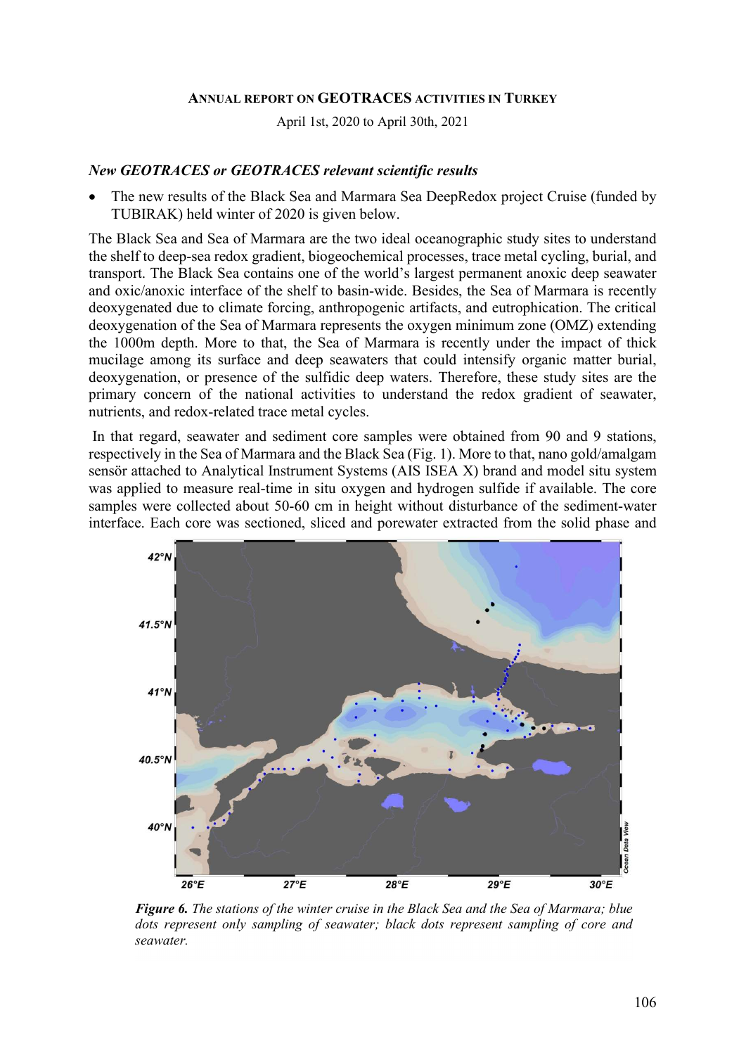# ANNUAL REPORT ON GEOTRACES ACTIVITIES IN TURKEY

April 1st, 2020 to April 30th, 2021

## *New GEOTRACES or GEOTRACES relevant scientific results*

- The new results of the Black Sea and Marmara Sea DeepRedox project Cruise (funded by TUBIRAK) held winter of 2020 is given below.

The Black Sea and Sea of Marmara are the two ideal oceanographic study sites to understand the shelf to deep-sea redox gradient, biogeochemical processes, trace metal cycling, burial, and transport. The Black Sea contains one of the world's largest permanent anoxic deep seawater and oxic/anoxic interface of the shelf to basin-wide. Besides, the Sea of Marmara is recently deoxygenated due to climate forcing, anthropogenic artifacts, and eutrophication. The critical deoxygenation of the Sea of Marmara represents the oxygen minimum zone (OMZ) extending the 1000m depth. More to that, the Sea of Marmara is recently under the impact of thick mucilage among its surface and deep seawaters that could intensify organic matter burial, deoxygenation, or presence of the sulfidic deep waters. Therefore, these study sites are the primary concern of the national activities to understand the redox gradient of seawater, nutrients, and redox-related trace metal cycles.

In that regard, seawater and sediment core samples were obtained from 90 and 9 stations, respectively in the Sea of Marmara and the Black Sea (Fig. 1). More to that, nano gold/amalgam sensör attached to Analytical Instrument Systems (AIS ISEA X) brand and model situ system was applied to measure real-time in situ oxygen and hydrogen sulfide if available. The core samples were collected about 50-60 cm in height without disturbance of the sediment-water interface. Each core was sectioned, sliced and porewater extracted from the solid phase and

***Figure 6.*** *The stations of the winter cruise in the Black Sea and the Sea of Marmara; blue dots represent only sampling of seawater; black dots represent sampling of core and seawater.*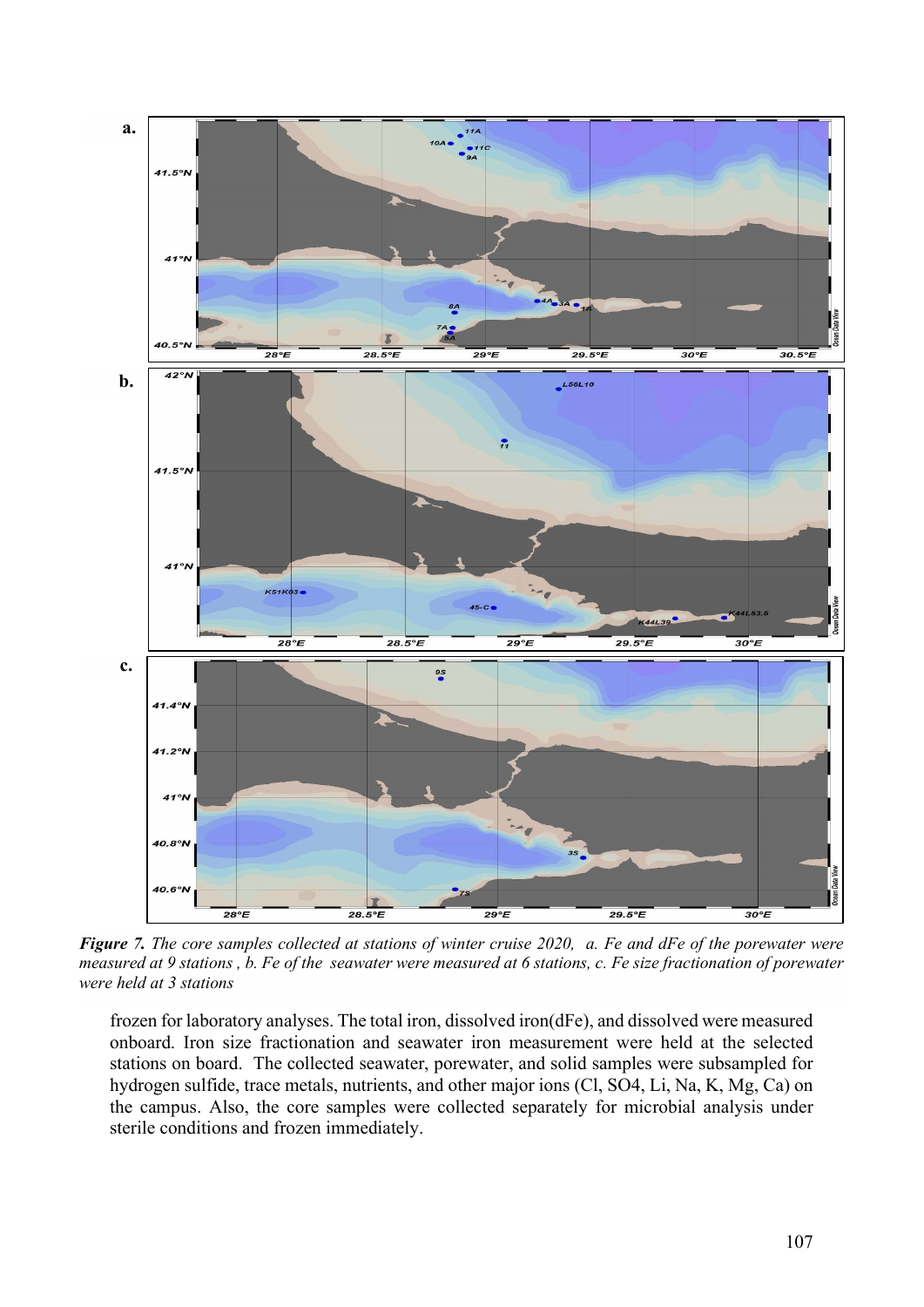***Figure 7.*** *The core samples collected at stations of winter cruise 2020, a. Fe and dFe of the porewater were measured at 9 stations , b. Fe of the seawater were measured at 6 stations, c. Fe size fractionation of porewater were held at 3 stations*

frozen for laboratory analyses. The total iron, dissolved iron(dFe), and dissolved were measured onboard. Iron size fractionation and seawater iron measurement were held at the selected stations on board. The collected seawater, porewater, and solid samples were subsampled for hydrogen sulfide, trace metals, nutrients, and other major ions (Cl, SO4, Li, Na, K, Mg, Ca) on the campus. Also, the core samples were collected separately for microbial analysis under sterile conditions and frozen immediately.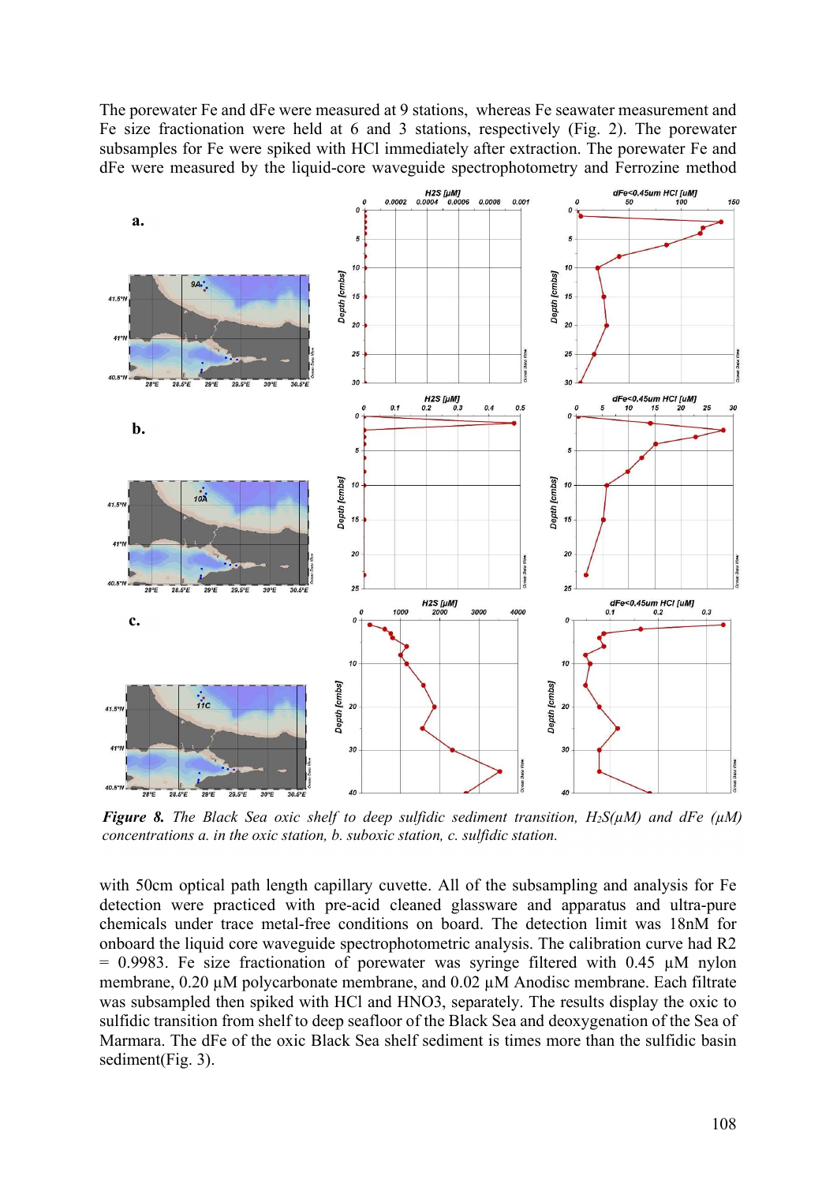The porewater Fe and dFe were measured at 9 stations, whereas Fe seawater measurement and Fe size fractionation were held at 6 and 3 stations, respectively (Fig. 2). The porewater subsamples for Fe were spiked with HCl immediately after extraction. The porewater Fe and dFe were measured by the liquid-core waveguide spectrophotometry and Ferrozine method

***Figure 8.*** *The Black Sea oxic shelf to deep sulfidic sediment transition, $H_2S$(μM) and dFe (μM) concentrations a. in the oxic station, b. suboxic station, c. sulfidic station.*

with 50cm optical path length capillary cuvette. All of the subsampling and analysis for Fe detection were practiced with pre-acid cleaned glassware and apparatus and ultra-pure chemicals under trace metal-free conditions on board. The detection limit was 18nM for onboard the liquid core waveguide spectrophotometric analysis. The calibration curve had R2 = 0.9983. Fe size fractionation of porewater was syringe filtered with 0.45 μM nylon membrane, 0.20 μM polycarbonate membrane, and 0.02 μM Anodisc membrane. Each filtrate was subsampled then spiked with HCl and $HNO_3$, separately. The results display the oxic to sulfidic transition from shelf to deep seafloor of the Black Sea and deoxygenation of the Sea of Marmara. The dFe of the oxic Black Sea shelf sediment is times more than the sulfidic basin sediment(Fig. 3).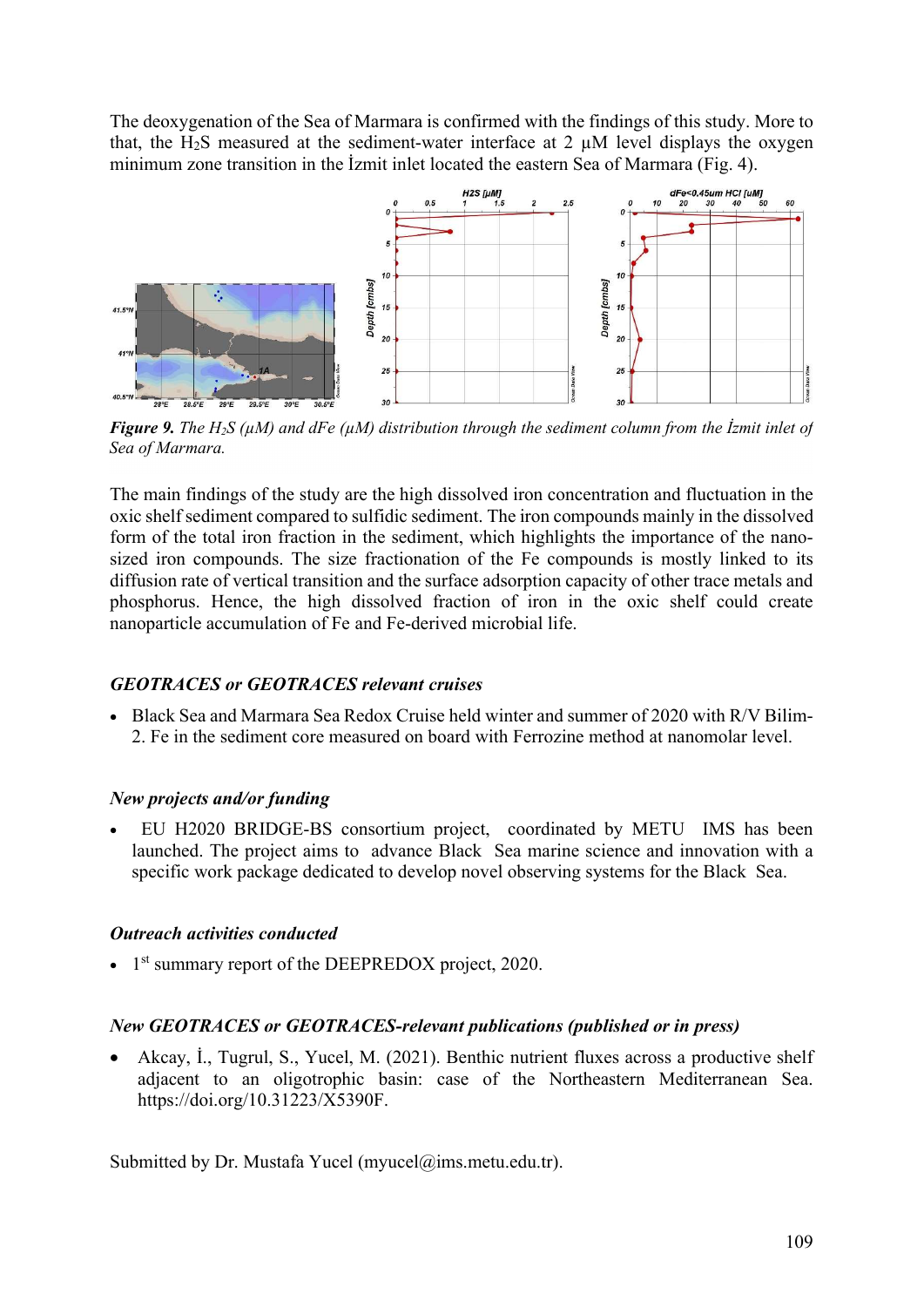The deoxygenation of the Sea of Marmara is confirmed with the findings of this study. More to that, the $H_2S$ measured at the sediment-water interface at 2 µM level displays the oxygen minimum zone transition in the İzmit inlet located the eastern Sea of Marmara (Fig. 4).

41.5°N
41°N
40.5°N
28°E 28.5°E 29°E 29.5°E 30°E 30.5°E
1A

H2S [µM]
0 0.5 1 1.5 2 2.5
Depth [cmbs]
0 5 10 15 20 25 30

dFe<0.45um HCl [uM]
0 10 20 30 40 50 60
Depth [cmbs]
0 5 10 15 20 25 30

***Figure 9.*** *The $H_2S$ (µM) and dFe (µM) distribution through the sediment column from the İzmit inlet of Sea of Marmara.*

The main findings of the study are the high dissolved iron concentration and fluctuation in the oxic shelf sediment compared to sulfidic sediment. The iron compounds mainly in the dissolved form of the total iron fraction in the sediment, which highlights the importance of the nano-sized iron compounds. The size fractionation of the Fe compounds is mostly linked to its diffusion rate of vertical transition and the surface adsorption capacity of other trace metals and phosphorus. Hence, the high dissolved fraction of iron in the oxic shelf could create nanoparticle accumulation of Fe and Fe-derived microbial life.

### *GEOTRACES or GEOTRACES relevant cruises*

- Black Sea and Marmara Sea Redox Cruise held winter and summer of 2020 with R/V Bilim-2. Fe in the sediment core measured on board with Ferrozine method at nanomolar level.

### *New projects and/or funding*

- EU H2020 BRIDGE-BS consortium project, coordinated by METU IMS has been launched. The project aims to advance Black Sea marine science and innovation with a specific work package dedicated to develop novel observing systems for the Black Sea.

### *Outreach activities conducted*

- 1st summary report of the DEEPREDOX project, 2020.

### *New GEOTRACES or GEOTRACES-relevant publications (published or in press)*

- Akcay, İ., Tugrul, S., Yucel, M. (2021). Benthic nutrient fluxes across a productive shelf adjacent to an oligotrophic basin: case of the Northeastern Mediterranean Sea. https://doi.org/10.31223/X5390F.

Submitted by Dr. Mustafa Yucel (myucel@ims.metu.edu.tr).